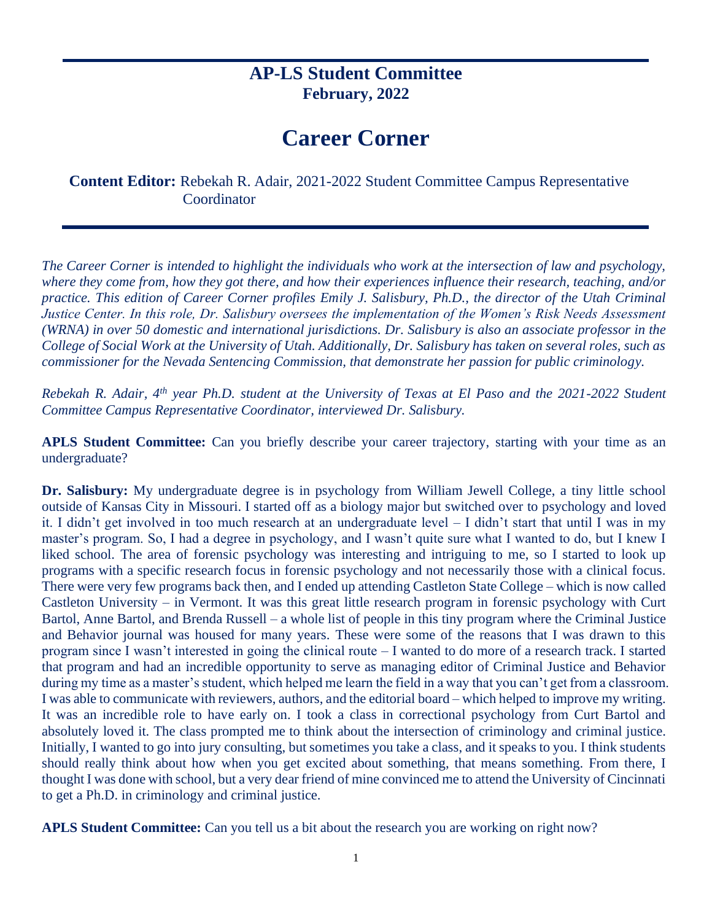## AP-LS Student Committee

**February, 2022**

# Career Corner

**Content Editor:** Rebekah R. Adair, 2021-2022 Student Committee Campus Representative Coordinator

*The Career Corner is intended to highlight the individuals who work at the intersection of law and psychology, where they come from, how they got there, and how their experiences influence their research, teaching, and/or practice. This edition of Career Corner profiles Emily J. Salisbury, Ph.D., the director of the Utah Criminal Justice Center. In this role, Dr. Salisbury oversees the implementation of the Women's Risk Needs Assessment (WRNA) in over 50 domestic and international jurisdictions. Dr. Salisbury is also an associate professor in the College of Social Work at the University of Utah. Additionally, Dr. Salisbury has taken on several roles, such as commissioner for the Nevada Sentencing Commission, that demonstrate her passion for public criminology.*

*Rebekah R. Adair, 4th year Ph.D. student at the University of Texas at El Paso and the 2021-2022 Student Committee Campus Representative Coordinator, interviewed Dr. Salisbury.*

**APLS Student Committee:** Can you briefly describe your career trajectory, starting with your time as an undergraduate?

**Dr. Salisbury:** My undergraduate degree is in psychology from William Jewell College, a tiny little school outside of Kansas City in Missouri. I started off as a biology major but switched over to psychology and loved it. I didn't get involved in too much research at an undergraduate level – I didn't start that until I was in my master's program. So, I had a degree in psychology, and I wasn't quite sure what I wanted to do, but I knew I liked school. The area of forensic psychology was interesting and intriguing to me, so I started to look up programs with a specific research focus in forensic psychology and not necessarily those with a clinical focus. There were very few programs back then, and I ended up attending Castleton State College – which is now called Castleton University – in Vermont. It was this great little research program in forensic psychology with Curt Bartol, Anne Bartol, and Brenda Russell – a whole list of people in this tiny program where the Criminal Justice and Behavior journal was housed for many years. These were some of the reasons that I was drawn to this program since I wasn't interested in going the clinical route – I wanted to do more of a research track. I started that program and had an incredible opportunity to serve as managing editor of Criminal Justice and Behavior during my time as a master's student, which helped me learn the field in a way that you can't get from a classroom. I was able to communicate with reviewers, authors, and the editorial board – which helped to improve my writing. It was an incredible role to have early on. I took a class in correctional psychology from Curt Bartol and absolutely loved it. The class prompted me to think about the intersection of criminology and criminal justice. Initially, I wanted to go into jury consulting, but sometimes you take a class, and it speaks to you. I think students should really think about how when you get excited about something, that means something. From there, I thought I was done with school, but a very dear friend of mine convinced me to attend the University of Cincinnati to get a Ph.D. in criminology and criminal justice.

**APLS Student Committee:** Can you tell us a bit about the research you are working on right now?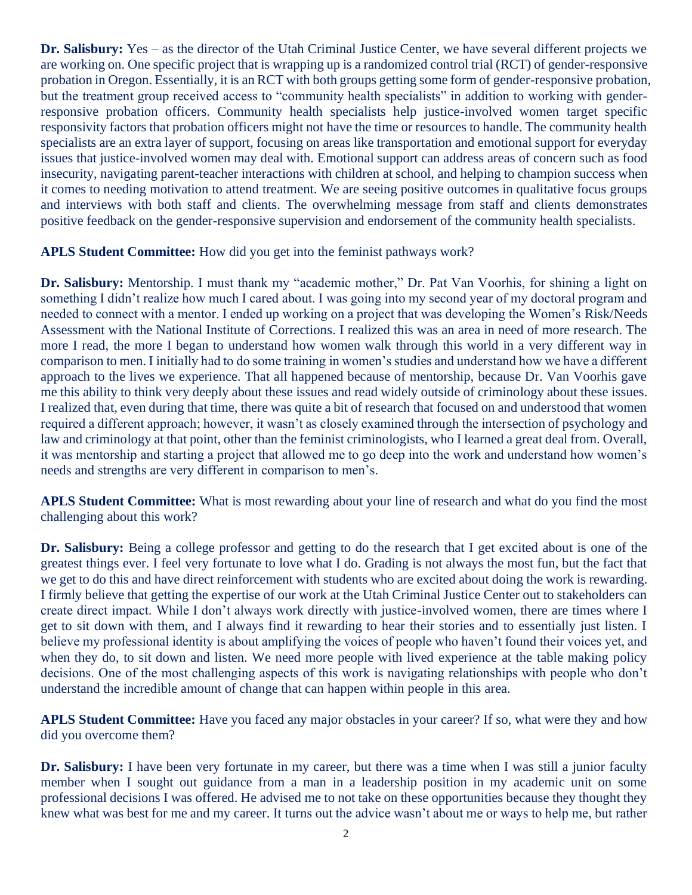**Dr. Salisbury:** Yes – as the director of the Utah Criminal Justice Center, we have several different projects we are working on. One specific project that is wrapping up is a randomized control trial (RCT) of gender-responsive probation in Oregon. Essentially, it is an RCT with both groups getting some form of gender-responsive probation, but the treatment group received access to "community health specialists" in addition to working with gender-responsive probation officers. Community health specialists help justice-involved women target specific responsivity factors that probation officers might not have the time or resources to handle. The community health specialists are an extra layer of support, focusing on areas like transportation and emotional support for everyday issues that justice-involved women may deal with. Emotional support can address areas of concern such as food insecurity, navigating parent-teacher interactions with children at school, and helping to champion success when it comes to needing motivation to attend treatment. We are seeing positive outcomes in qualitative focus groups and interviews with both staff and clients. The overwhelming message from staff and clients demonstrates positive feedback on the gender-responsive supervision and endorsement of the community health specialists.

**APLS Student Committee:** How did you get into the feminist pathways work?

**Dr. Salisbury:** Mentorship. I must thank my "academic mother," Dr. Pat Van Voorhis, for shining a light on something I didn't realize how much I cared about. I was going into my second year of my doctoral program and needed to connect with a mentor. I ended up working on a project that was developing the Women's Risk/Needs Assessment with the National Institute of Corrections. I realized this was an area in need of more research. The more I read, the more I began to understand how women walk through this world in a very different way in comparison to men. I initially had to do some training in women's studies and understand how we have a different approach to the lives we experience. That all happened because of mentorship, because Dr. Van Voorhis gave me this ability to think very deeply about these issues and read widely outside of criminology about these issues. I realized that, even during that time, there was quite a bit of research that focused on and understood that women required a different approach; however, it wasn't as closely examined through the intersection of psychology and law and criminology at that point, other than the feminist criminologists, who I learned a great deal from. Overall, it was mentorship and starting a project that allowed me to go deep into the work and understand how women's needs and strengths are very different in comparison to men's.

**APLS Student Committee:** What is most rewarding about your line of research and what do you find the most challenging about this work?

**Dr. Salisbury:** Being a college professor and getting to do the research that I get excited about is one of the greatest things ever. I feel very fortunate to love what I do. Grading is not always the most fun, but the fact that we get to do this and have direct reinforcement with students who are excited about doing the work is rewarding. I firmly believe that getting the expertise of our work at the Utah Criminal Justice Center out to stakeholders can create direct impact. While I don't always work directly with justice-involved women, there are times where I get to sit down with them, and I always find it rewarding to hear their stories and to essentially just listen. I believe my professional identity is about amplifying the voices of people who haven't found their voices yet, and when they do, to sit down and listen. We need more people with lived experience at the table making policy decisions. One of the most challenging aspects of this work is navigating relationships with people who don't understand the incredible amount of change that can happen within people in this area.

**APLS Student Committee:** Have you faced any major obstacles in your career? If so, what were they and how did you overcome them?

**Dr. Salisbury:** I have been very fortunate in my career, but there was a time when I was still a junior faculty member when I sought out guidance from a man in a leadership position in my academic unit on some professional decisions I was offered. He advised me to not take on these opportunities because they thought they knew what was best for me and my career. It turns out the advice wasn't about me or ways to help me, but rather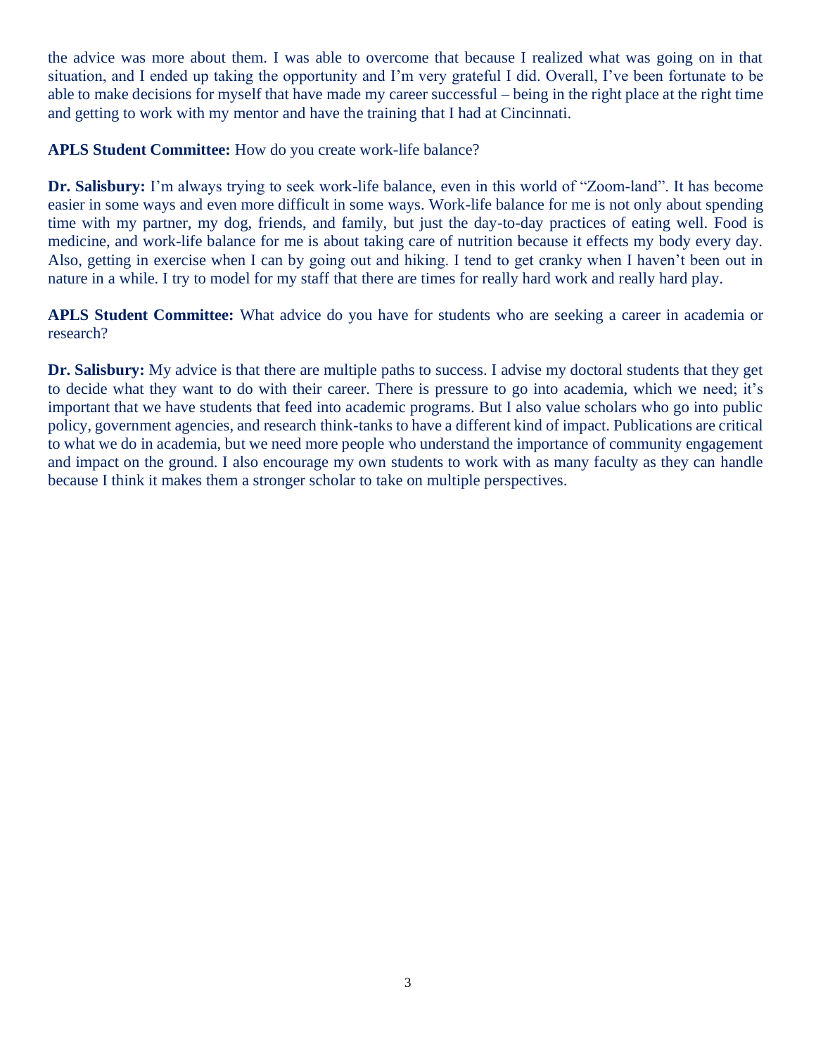the advice was more about them. I was able to overcome that because I realized what was going on in that situation, and I ended up taking the opportunity and I'm very grateful I did. Overall, I've been fortunate to be able to make decisions for myself that have made my career successful – being in the right place at the right time and getting to work with my mentor and have the training that I had at Cincinnati.

**APLS Student Committee:** How do you create work-life balance?

**Dr. Salisbury:** I'm always trying to seek work-life balance, even in this world of "Zoom-land". It has become easier in some ways and even more difficult in some ways. Work-life balance for me is not only about spending time with my partner, my dog, friends, and family, but just the day-to-day practices of eating well. Food is medicine, and work-life balance for me is about taking care of nutrition because it effects my body every day. Also, getting in exercise when I can by going out and hiking. I tend to get cranky when I haven't been out in nature in a while. I try to model for my staff that there are times for really hard work and really hard play.

**APLS Student Committee:** What advice do you have for students who are seeking a career in academia or research?

**Dr. Salisbury:** My advice is that there are multiple paths to success. I advise my doctoral students that they get to decide what they want to do with their career. There is pressure to go into academia, which we need; it's important that we have students that feed into academic programs. But I also value scholars who go into public policy, government agencies, and research think-tanks to have a different kind of impact. Publications are critical to what we do in academia, but we need more people who understand the importance of community engagement and impact on the ground. I also encourage my own students to work with as many faculty as they can handle because I think it makes them a stronger scholar to take on multiple perspectives.